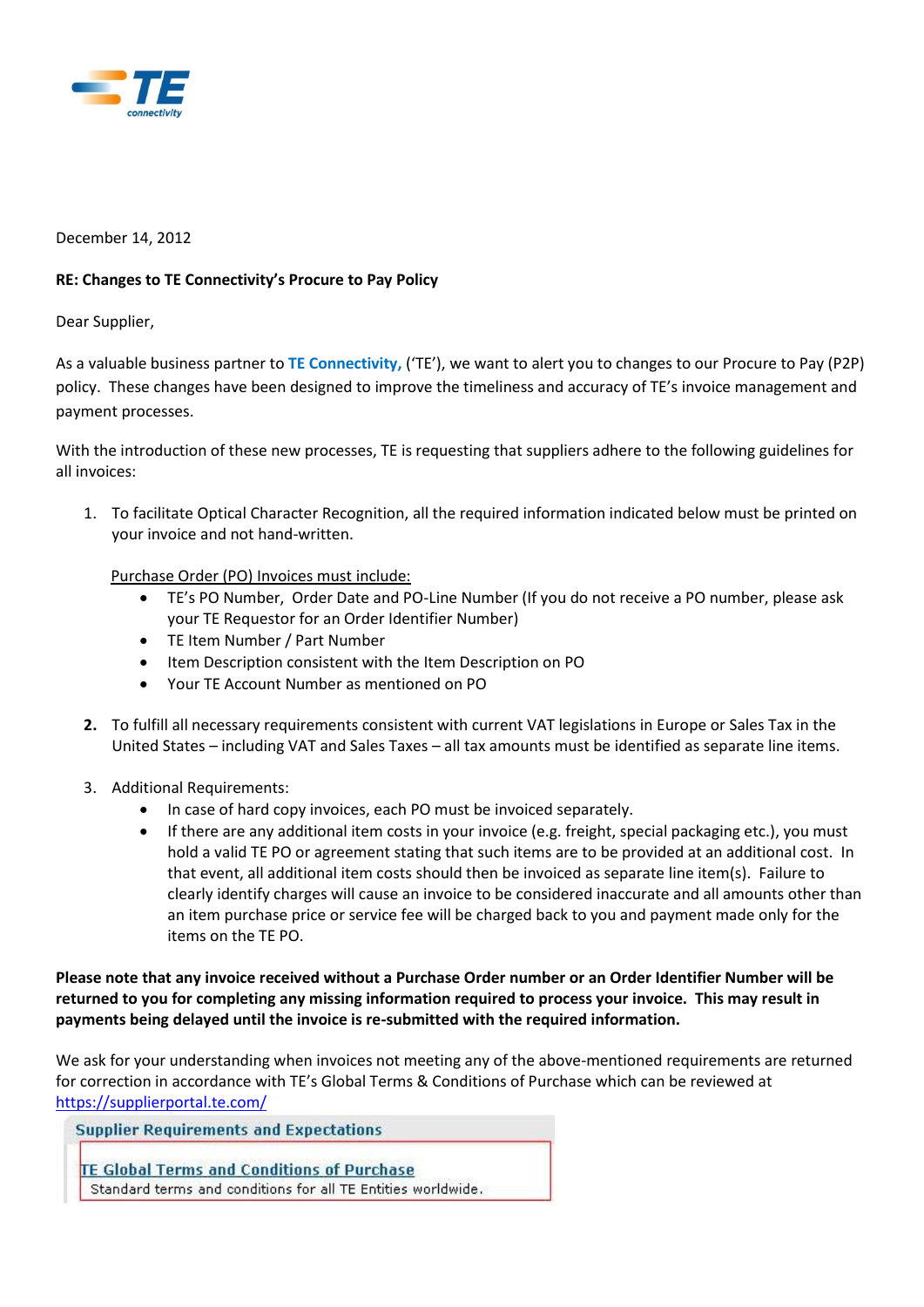December 14, 2012

**RE: Changes to TE Connectivity's Procure to Pay Policy**

Dear Supplier,

As a valuable business partner to **TE Connectivity,** ('TE'), we want to alert you to changes to our Procure to Pay (P2P) policy. These changes have been designed to improve the timeliness and accuracy of TE's invoice management and payment processes.

With the introduction of these new processes, TE is requesting that suppliers adhere to the following guidelines for all invoices:

1. To facilitate Optical Character Recognition, all the required information indicated below must be printed on your invoice and not hand-written.

   Purchase Order (PO) Invoices must include:
   - TE's PO Number, Order Date and PO-Line Number (If you do not receive a PO number, please ask your TE Requestor for an Order Identifier Number)
   - TE Item Number / Part Number
   - Item Description consistent with the Item Description on PO
   - Your TE Account Number as mentioned on PO

2. To fulfill all necessary requirements consistent with current VAT legislations in Europe or Sales Tax in the United States – including VAT and Sales Taxes – all tax amounts must be identified as separate line items.

3. Additional Requirements:
   - In case of hard copy invoices, each PO must be invoiced separately.
   - If there are any additional item costs in your invoice (e.g. freight, special packaging etc.), you must hold a valid TE PO or agreement stating that such items are to be provided at an additional cost. In that event, all additional item costs should then be invoiced as separate line item(s). Failure to clearly identify charges will cause an invoice to be considered inaccurate and all amounts other than an item purchase price or service fee will be charged back to you and payment made only for the items on the TE PO.

**Please note that any invoice received without a Purchase Order number or an Order Identifier Number will be returned to you for completing any missing information required to process your invoice. This may result in payments being delayed until the invoice is re-submitted with the required information.**

We ask for your understanding when invoices not meeting any of the above-mentioned requirements are returned for correction in accordance with TE's Global Terms & Conditions of Purchase which can be reviewed at https://supplierportal.te.com/

**Supplier Requirements and Expectations**

TE Global Terms and Conditions of Purchase
Standard terms and conditions for all TE Entities worldwide.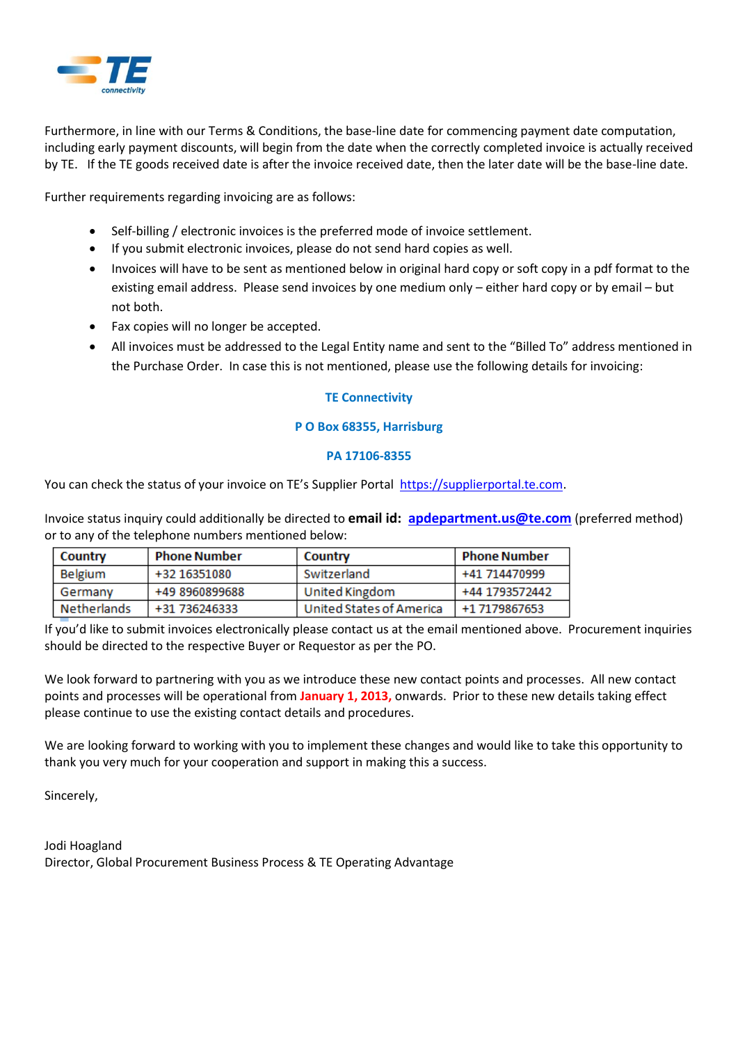Furthermore, in line with our Terms & Conditions, the base-line date for commencing payment date computation, including early payment discounts, will begin from the date when the correctly completed invoice is actually received by TE. If the TE goods received date is after the invoice received date, then the later date will be the base-line date.

Further requirements regarding invoicing are as follows:

- Self-billing / electronic invoices is the preferred mode of invoice settlement.
- If you submit electronic invoices, please do not send hard copies as well.
- Invoices will have to be sent as mentioned below in original hard copy or soft copy in a pdf format to the existing email address. Please send invoices by one medium only – either hard copy or by email – but not both.
- Fax copies will no longer be accepted.
- All invoices must be addressed to the Legal Entity name and sent to the "Billed To" address mentioned in the Purchase Order. In case this is not mentioned, please use the following details for invoicing:

**TE Connectivity**

**P O Box 68355, Harrisburg**

**PA 17106-8355**

You can check the status of your invoice on TE's Supplier Portal https://supplierportal.te.com.

Invoice status inquiry could additionally be directed to **email id: apdepartment.us@te.com** (preferred method) or to any of the telephone numbers mentioned below:

| Country | Phone Number | Country | Phone Number |
|---|---|---|---|
| Belgium | +32 16351080 | Switzerland | +41 714470999 |
| Germany | +49 8960899688 | United Kingdom | +44 1793572442 |
| Netherlands | +31 736246333 | United States of America | +1 7179867653 |

If you'd like to submit invoices electronically please contact us at the email mentioned above. Procurement inquiries should be directed to the respective Buyer or Requestor as per the PO.

We look forward to partnering with you as we introduce these new contact points and processes. All new contact points and processes will be operational from **January 1, 2013,** onwards. Prior to these new details taking effect please continue to use the existing contact details and procedures.

We are looking forward to working with you to implement these changes and would like to take this opportunity to thank you very much for your cooperation and support in making this a success.

Sincerely,

Jodi Hoagland
Director, Global Procurement Business Process & TE Operating Advantage